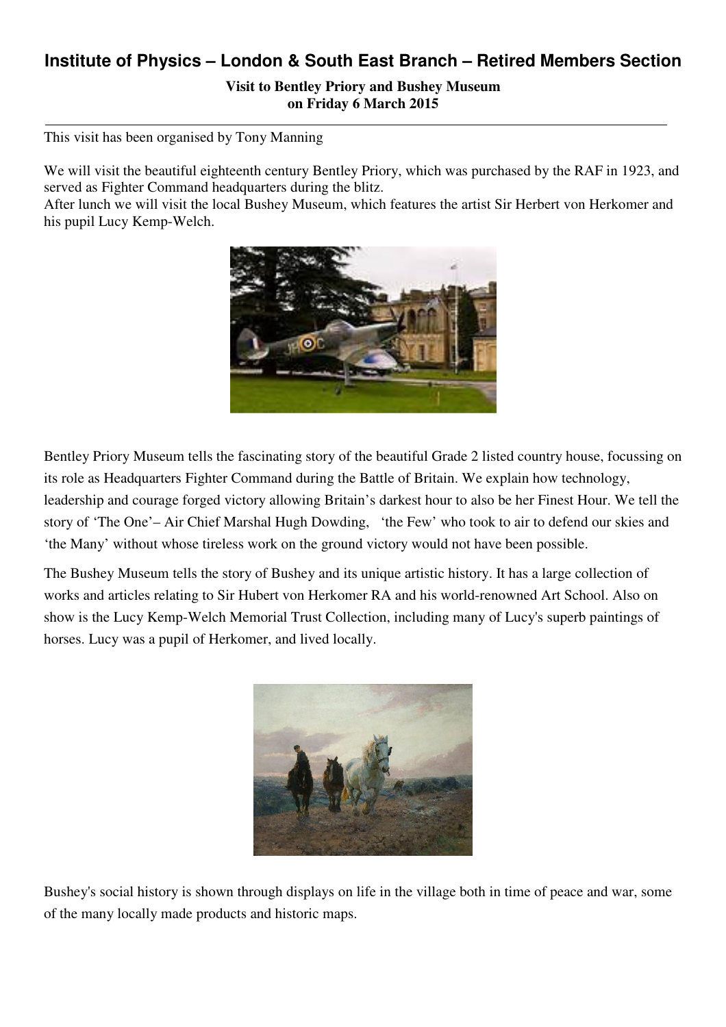# Institute of Physics – London & South East Branch – Retired Members Section

**Visit to Bentley Priory and Bushey Museum**
**on Friday 6 March 2015**

---

This visit has been organised by Tony Manning

We will visit the beautiful eighteenth century Bentley Priory, which was purchased by the RAF in 1923, and served as Fighter Command headquarters during the blitz.
After lunch we will visit the local Bushey Museum, which features the artist Sir Herbert von Herkomer and his pupil Lucy Kemp-Welch.

Bentley Priory Museum tells the fascinating story of the beautiful Grade 2 listed country house, focussing on its role as Headquarters Fighter Command during the Battle of Britain. We explain how technology, leadership and courage forged victory allowing Britain's darkest hour to also be her Finest Hour. We tell the story of 'The One'– Air Chief Marshal Hugh Dowding, 'the Few' who took to air to defend our skies and 'the Many' without whose tireless work on the ground victory would not have been possible.

The Bushey Museum tells the story of Bushey and its unique artistic history. It has a large collection of works and articles relating to Sir Hubert von Herkomer RA and his world-renowned Art School. Also on show is the Lucy Kemp-Welch Memorial Trust Collection, including many of Lucy's superb paintings of horses. Lucy was a pupil of Herkomer, and lived locally.

Bushey's social history is shown through displays on life in the village both in time of peace and war, some of the many locally made products and historic maps.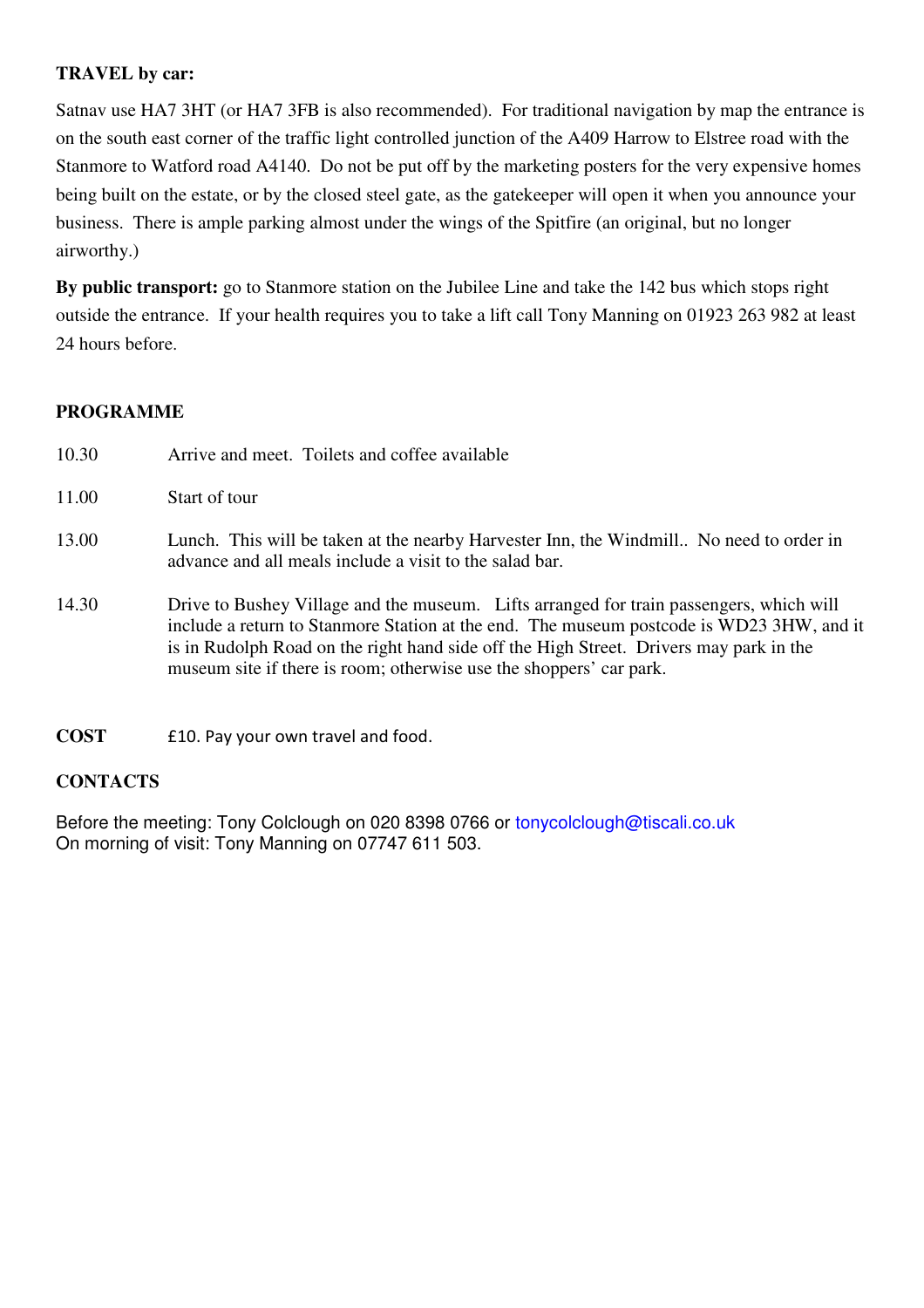**TRAVEL by car:**

Satnav use HA7 3HT (or HA7 3FB is also recommended). For traditional navigation by map the entrance is on the south east corner of the traffic light controlled junction of the A409 Harrow to Elstree road with the Stanmore to Watford road A4140. Do not be put off by the marketing posters for the very expensive homes being built on the estate, or by the closed steel gate, as the gatekeeper will open it when you announce your business. There is ample parking almost under the wings of the Spitfire (an original, but no longer airworthy.)

**By public transport:** go to Stanmore station on the Jubilee Line and take the 142 bus which stops right outside the entrance. If your health requires you to take a lift call Tony Manning on 01923 263 982 at least 24 hours before.

**PROGRAMME**

| | |
|---|---|
| 10.30 | Arrive and meet. Toilets and coffee available |
| 11.00 | Start of tour |
| 13.00 | Lunch. This will be taken at the nearby Harvester Inn, the Windmill.. No need to order in advance and all meals include a visit to the salad bar. |
| 14.30 | Drive to Bushey Village and the museum. Lifts arranged for train passengers, which will include a return to Stanmore Station at the end. The museum postcode is WD23 3HW, and it is in Rudolph Road on the right hand side off the High Street. Drivers may park in the museum site if there is room; otherwise use the shoppers' car park. |

**COST** £10. Pay your own travel and food.

**CONTACTS**

Before the meeting: Tony Colclough on 020 8398 0766 or tonycolclough@tiscali.co.uk
On morning of visit: Tony Manning on 07747 611 503.